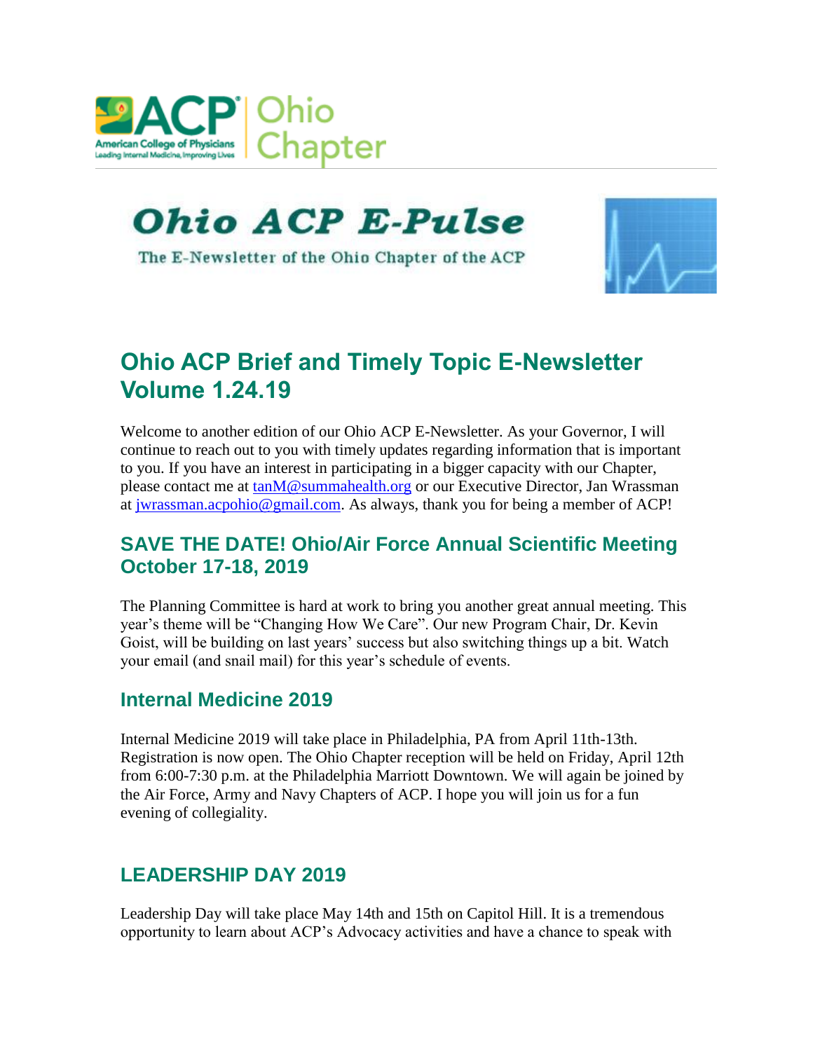# Ohio ACP E-Pulse

The E-Newsletter of the Ohio Chapter of the ACP

## Ohio ACP Brief and Timely Topic E-Newsletter Volume 1.24.19

Welcome to another edition of our Ohio ACP E-Newsletter. As your Governor, I will continue to reach out to you with timely updates regarding information that is important to you. If you have an interest in participating in a bigger capacity with our Chapter, please contact me at tanM@summahealth.org or our Executive Director, Jan Wrassman at jwrassman.acpohio@gmail.com. As always, thank you for being a member of ACP!

### SAVE THE DATE! Ohio/Air Force Annual Scientific Meeting October 17-18, 2019

The Planning Committee is hard at work to bring you another great annual meeting. This year's theme will be "Changing How We Care". Our new Program Chair, Dr. Kevin Goist, will be building on last years' success but also switching things up a bit. Watch your email (and snail mail) for this year's schedule of events.

### Internal Medicine 2019

Internal Medicine 2019 will take place in Philadelphia, PA from April 11th-13th. Registration is now open. The Ohio Chapter reception will be held on Friday, April 12th from 6:00-7:30 p.m. at the Philadelphia Marriott Downtown. We will again be joined by the Air Force, Army and Navy Chapters of ACP. I hope you will join us for a fun evening of collegiality.

### LEADERSHIP DAY 2019

Leadership Day will take place May 14th and 15th on Capitol Hill. It is a tremendous opportunity to learn about ACP's Advocacy activities and have a chance to speak with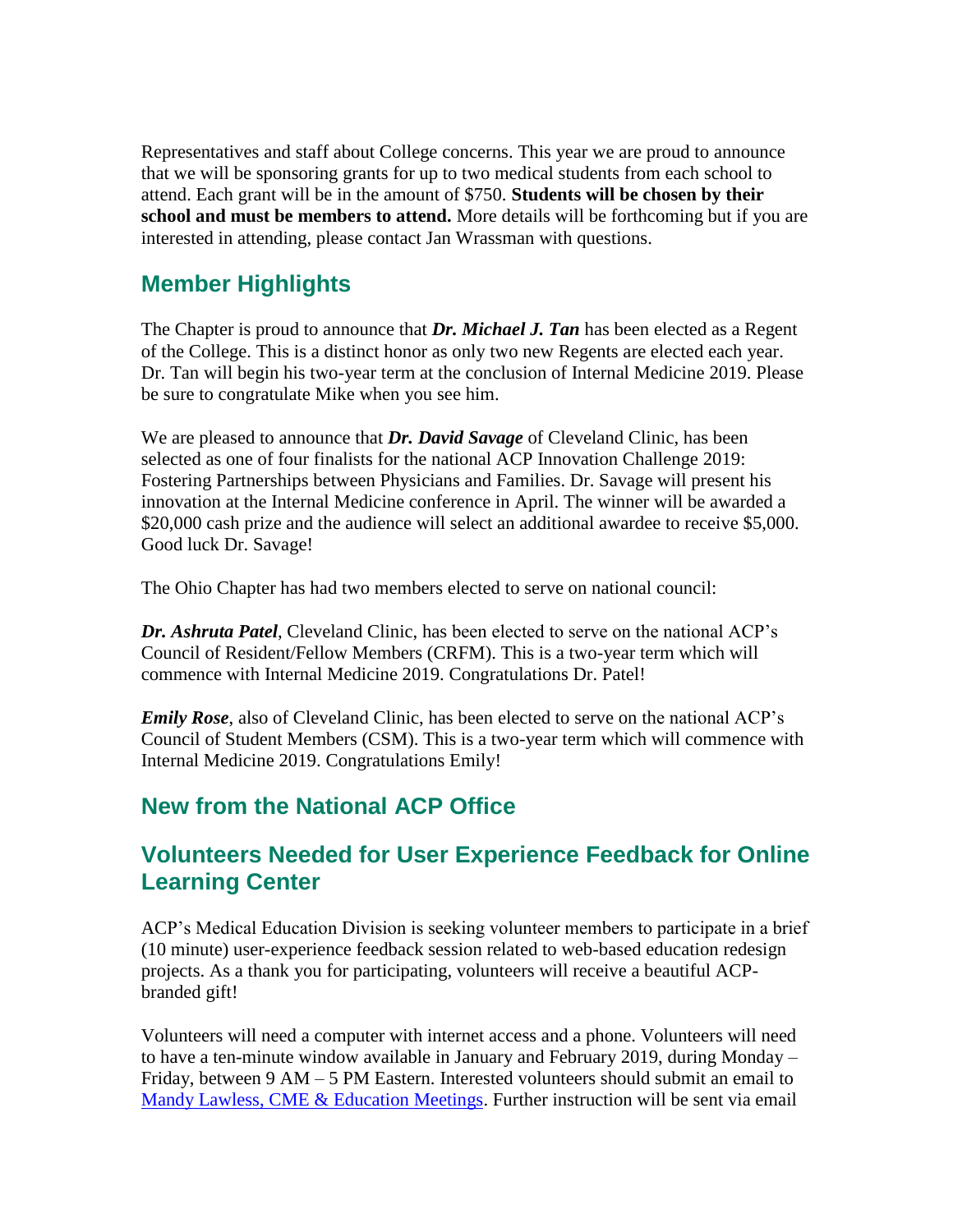Representatives and staff about College concerns. This year we are proud to announce that we will be sponsoring grants for up to two medical students from each school to attend. Each grant will be in the amount of $750. **Students will be chosen by their school and must be members to attend.** More details will be forthcoming but if you are interested in attending, please contact Jan Wrassman with questions.

## Member Highlights

The Chapter is proud to announce that ***Dr. Michael J. Tan*** has been elected as a Regent of the College. This is a distinct honor as only two new Regents are elected each year. Dr. Tan will begin his two-year term at the conclusion of Internal Medicine 2019. Please be sure to congratulate Mike when you see him.

We are pleased to announce that ***Dr. David Savage*** of Cleveland Clinic, has been selected as one of four finalists for the national ACP Innovation Challenge 2019: Fostering Partnerships between Physicians and Families. Dr. Savage will present his innovation at the Internal Medicine conference in April. The winner will be awarded a $20,000 cash prize and the audience will select an additional awardee to receive $5,000. Good luck Dr. Savage!

The Ohio Chapter has had two members elected to serve on national council:

***Dr. Ashruta Patel***, Cleveland Clinic, has been elected to serve on the national ACP's Council of Resident/Fellow Members (CRFM). This is a two-year term which will commence with Internal Medicine 2019. Congratulations Dr. Patel!

***Emily Rose***, also of Cleveland Clinic, has been elected to serve on the national ACP's Council of Student Members (CSM). This is a two-year term which will commence with Internal Medicine 2019. Congratulations Emily!

## New from the National ACP Office

## Volunteers Needed for User Experience Feedback for Online Learning Center

ACP's Medical Education Division is seeking volunteer members to participate in a brief (10 minute) user-experience feedback session related to web-based education redesign projects. As a thank you for participating, volunteers will receive a beautiful ACP-branded gift!

Volunteers will need a computer with internet access and a phone. Volunteers will need to have a ten-minute window available in January and February 2019, during Monday – Friday, between 9 AM – 5 PM Eastern. Interested volunteers should submit an email to [Mandy Lawless, CME & Education Meetings](). Further instruction will be sent via email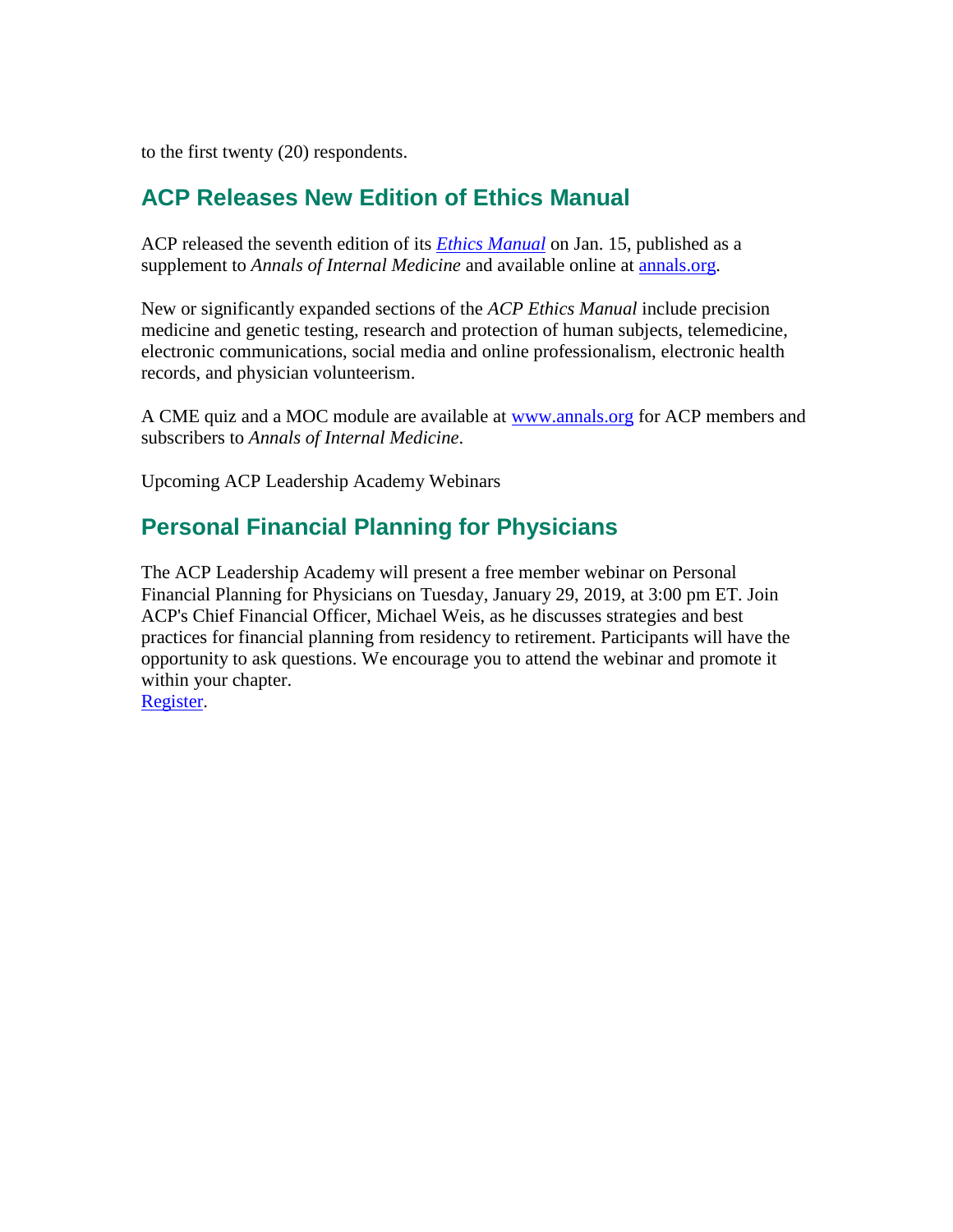to the first twenty (20) respondents.

## ACP Releases New Edition of Ethics Manual

ACP released the seventh edition of its *Ethics Manual* on Jan. 15, published as a supplement to *Annals of Internal Medicine* and available online at annals.org.

New or significantly expanded sections of the *ACP Ethics Manual* include precision medicine and genetic testing, research and protection of human subjects, telemedicine, electronic communications, social media and online professionalism, electronic health records, and physician volunteerism.

A CME quiz and a MOC module are available at www.annals.org for ACP members and subscribers to *Annals of Internal Medicine*.

Upcoming ACP Leadership Academy Webinars

## Personal Financial Planning for Physicians

The ACP Leadership Academy will present a free member webinar on Personal Financial Planning for Physicians on Tuesday, January 29, 2019, at 3:00 pm ET. Join ACP's Chief Financial Officer, Michael Weis, as he discusses strategies and best practices for financial planning from residency to retirement. Participants will have the opportunity to ask questions. We encourage you to attend the webinar and promote it within your chapter.
Register.